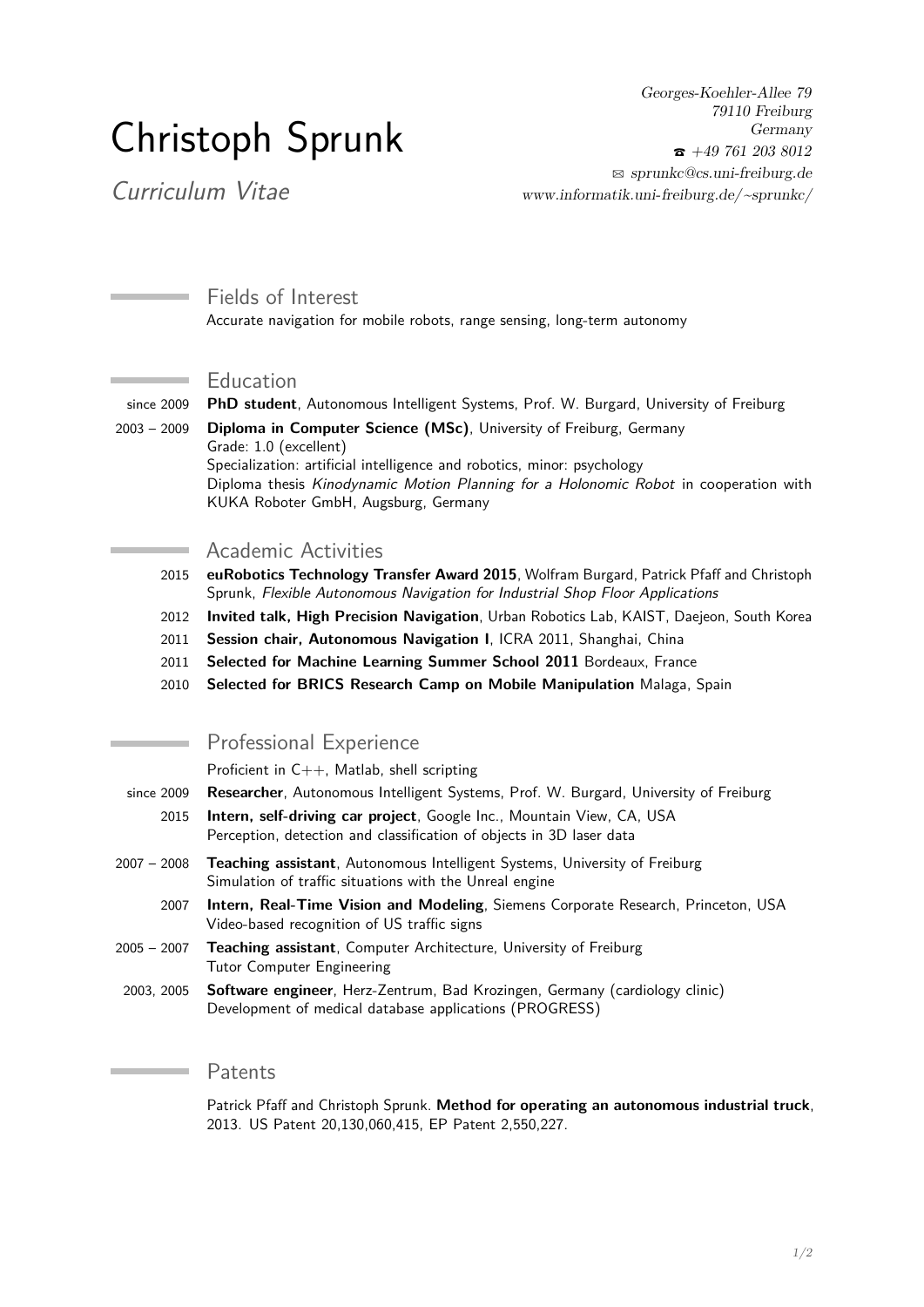# Christoph Sprunk

*Curriculum Vitae*

*Georges-Koehler-Allee 79*
*79110 Freiburg*
*Germany*
☎ *+49 761 203 8012*
✉ *sprunkc@cs.uni-freiburg.de*
*www.informatik.uni-freiburg.de/~sprunkc/*

## Fields of Interest

Accurate navigation for mobile robots, range sensing, long-term autonomy

## Education

since 2009 **PhD student**, Autonomous Intelligent Systems, Prof. W. Burgard, University of Freiburg

2003 – 2009 **Diploma in Computer Science (MSc)**, University of Freiburg, Germany
Grade: 1.0 (excellent)
Specialization: artificial intelligence and robotics, minor: psychology
Diploma thesis *Kinodynamic Motion Planning for a Holonomic Robot* in cooperation with KUKA Roboter GmbH, Augsburg, Germany

## Academic Activities

2015 **euRobotics Technology Transfer Award 2015**, Wolfram Burgard, Patrick Pfaff and Christoph Sprunk, *Flexible Autonomous Navigation for Industrial Shop Floor Applications*

2012 **Invited talk, High Precision Navigation**, Urban Robotics Lab, KAIST, Daejeon, South Korea

2011 **Session chair, Autonomous Navigation I**, ICRA 2011, Shanghai, China

2011 **Selected for Machine Learning Summer School 2011** Bordeaux, France

2010 **Selected for BRICS Research Camp on Mobile Manipulation** Malaga, Spain

## Professional Experience

Proficient in C++, Matlab, shell scripting

since 2009 **Researcher**, Autonomous Intelligent Systems, Prof. W. Burgard, University of Freiburg

2015 **Intern, self-driving car project**, Google Inc., Mountain View, CA, USA
Perception, detection and classification of objects in 3D laser data

2007 – 2008 **Teaching assistant**, Autonomous Intelligent Systems, University of Freiburg
Simulation of traffic situations with the Unreal engine

2007 **Intern, Real-Time Vision and Modeling**, Siemens Corporate Research, Princeton, USA
Video-based recognition of US traffic signs

2005 – 2007 **Teaching assistant**, Computer Architecture, University of Freiburg
Tutor Computer Engineering

2003, 2005 **Software engineer**, Herz-Zentrum, Bad Krozingen, Germany (cardiology clinic)
Development of medical database applications (PROGRESS)

## Patents

Patrick Pfaff and Christoph Sprunk. **Method for operating an autonomous industrial truck**, 2013. US Patent 20,130,060,415, EP Patent 2,550,227.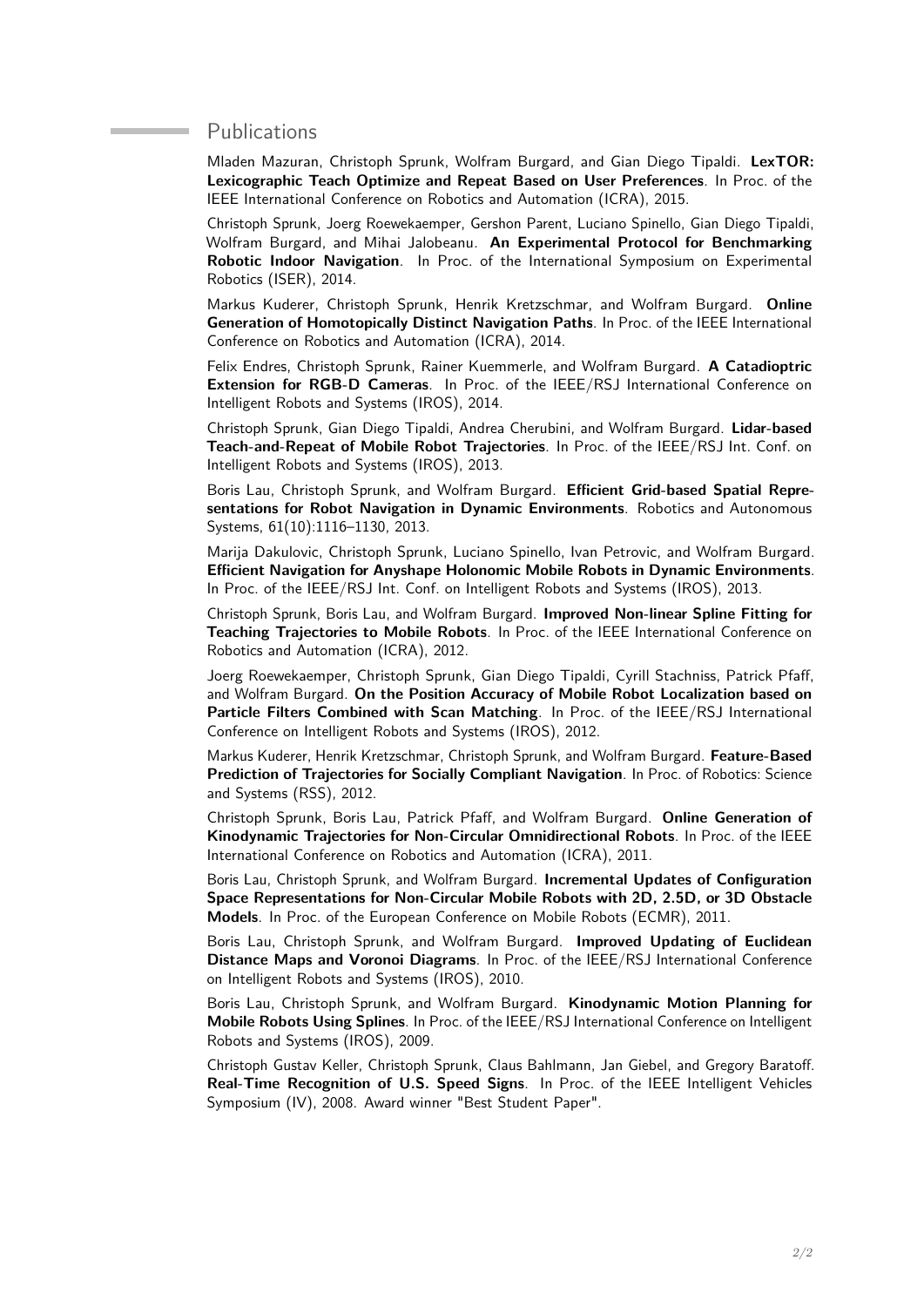## Publications

Mladen Mazuran, Christoph Sprunk, Wolfram Burgard, and Gian Diego Tipaldi. **LexTOR: Lexicographic Teach Optimize and Repeat Based on User Preferences**. In Proc. of the IEEE International Conference on Robotics and Automation (ICRA), 2015.

Christoph Sprunk, Joerg Roewekaemper, Gershon Parent, Luciano Spinello, Gian Diego Tipaldi, Wolfram Burgard, and Mihai Jalobeanu. **An Experimental Protocol for Benchmarking Robotic Indoor Navigation**. In Proc. of the International Symposium on Experimental Robotics (ISER), 2014.

Markus Kuderer, Christoph Sprunk, Henrik Kretzschmar, and Wolfram Burgard. **Online Generation of Homotopically Distinct Navigation Paths**. In Proc. of the IEEE International Conference on Robotics and Automation (ICRA), 2014.

Felix Endres, Christoph Sprunk, Rainer Kuemmerle, and Wolfram Burgard. **A Catadioptric Extension for RGB-D Cameras**. In Proc. of the IEEE/RSJ International Conference on Intelligent Robots and Systems (IROS), 2014.

Christoph Sprunk, Gian Diego Tipaldi, Andrea Cherubini, and Wolfram Burgard. **Lidar-based Teach-and-Repeat of Mobile Robot Trajectories**. In Proc. of the IEEE/RSJ Int. Conf. on Intelligent Robots and Systems (IROS), 2013.

Boris Lau, Christoph Sprunk, and Wolfram Burgard. **Efficient Grid-based Spatial Representations for Robot Navigation in Dynamic Environments**. Robotics and Autonomous Systems, 61(10):1116–1130, 2013.

Marija Dakulovic, Christoph Sprunk, Luciano Spinello, Ivan Petrovic, and Wolfram Burgard. **Efficient Navigation for Anyshape Holonomic Mobile Robots in Dynamic Environments**. In Proc. of the IEEE/RSJ Int. Conf. on Intelligent Robots and Systems (IROS), 2013.

Christoph Sprunk, Boris Lau, and Wolfram Burgard. **Improved Non-linear Spline Fitting for Teaching Trajectories to Mobile Robots**. In Proc. of the IEEE International Conference on Robotics and Automation (ICRA), 2012.

Joerg Roewekaemper, Christoph Sprunk, Gian Diego Tipaldi, Cyrill Stachniss, Patrick Pfaff, and Wolfram Burgard. **On the Position Accuracy of Mobile Robot Localization based on Particle Filters Combined with Scan Matching**. In Proc. of the IEEE/RSJ International Conference on Intelligent Robots and Systems (IROS), 2012.

Markus Kuderer, Henrik Kretzschmar, Christoph Sprunk, and Wolfram Burgard. **Feature-Based Prediction of Trajectories for Socially Compliant Navigation**. In Proc. of Robotics: Science and Systems (RSS), 2012.

Christoph Sprunk, Boris Lau, Patrick Pfaff, and Wolfram Burgard. **Online Generation of Kinodynamic Trajectories for Non-Circular Omnidirectional Robots**. In Proc. of the IEEE International Conference on Robotics and Automation (ICRA), 2011.

Boris Lau, Christoph Sprunk, and Wolfram Burgard. **Incremental Updates of Configuration Space Representations for Non-Circular Mobile Robots with 2D, 2.5D, or 3D Obstacle Models**. In Proc. of the European Conference on Mobile Robots (ECMR), 2011.

Boris Lau, Christoph Sprunk, and Wolfram Burgard. **Improved Updating of Euclidean Distance Maps and Voronoi Diagrams**. In Proc. of the IEEE/RSJ International Conference on Intelligent Robots and Systems (IROS), 2010.

Boris Lau, Christoph Sprunk, and Wolfram Burgard. **Kinodynamic Motion Planning for Mobile Robots Using Splines**. In Proc. of the IEEE/RSJ International Conference on Intelligent Robots and Systems (IROS), 2009.

Christoph Gustav Keller, Christoph Sprunk, Claus Bahlmann, Jan Giebel, and Gregory Baratoff. **Real-Time Recognition of U.S. Speed Signs**. In Proc. of the IEEE Intelligent Vehicles Symposium (IV), 2008. Award winner "Best Student Paper".